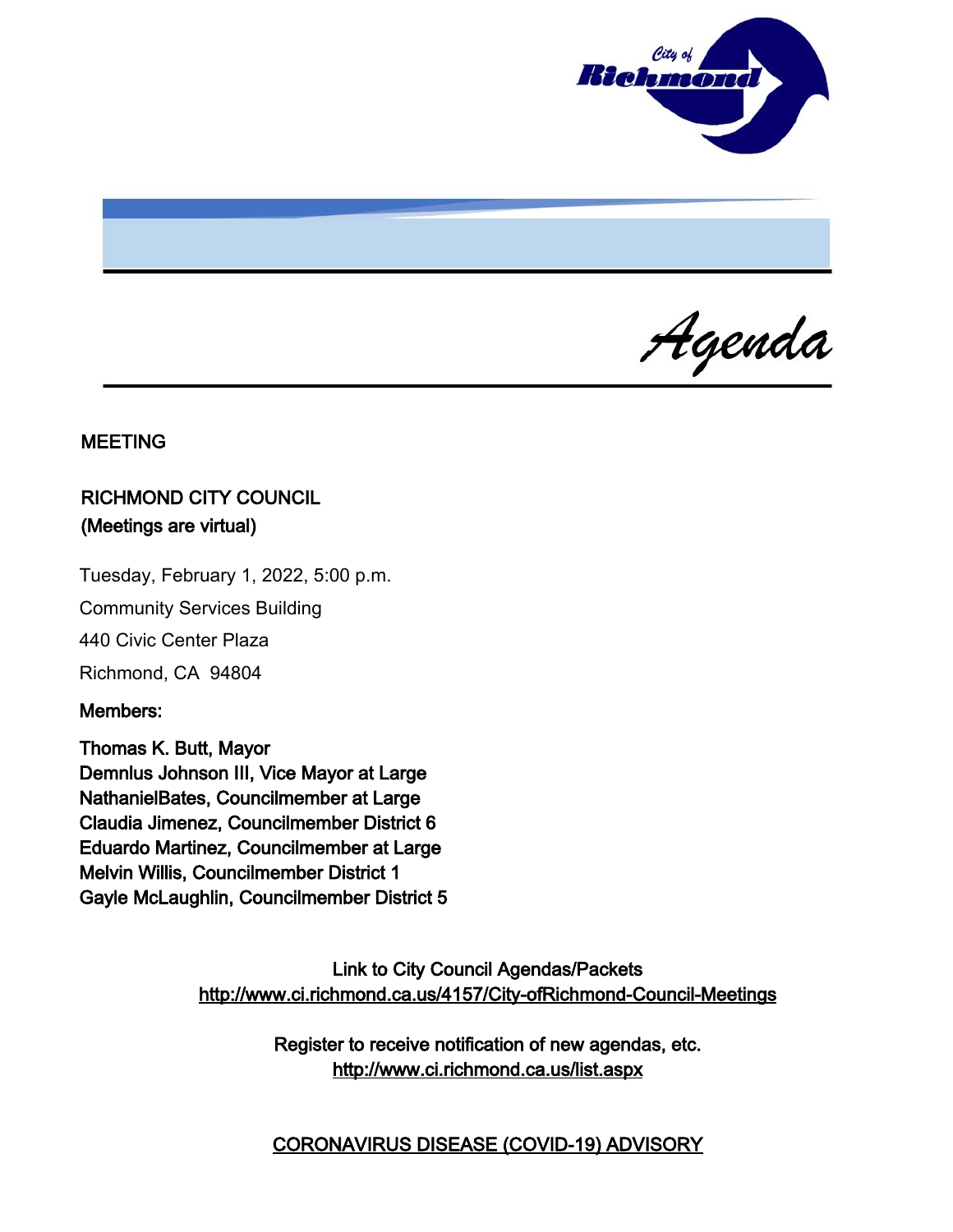*Agenda*

**MEETING**

**RICHMOND CITY COUNCIL**
**(Meetings are virtual)**

Tuesday, February 1, 2022, 5:00 p.m.

Community Services Building

440 Civic Center Plaza

Richmond, CA 94804

**Members:**

**Thomas K. Butt, Mayor**
**Demnlus Johnson III, Vice Mayor at Large**
**NathanielBates, Councilmember at Large**
**Claudia Jimenez, Councilmember District 6**
**Eduardo Martinez, Councilmember at Large**
**Melvin Willis, Councilmember District 1**
**Gayle McLaughlin, Councilmember District 5**

Link to City Council Agendas/Packets
http://www.ci.richmond.ca.us/4157/City-ofRichmond-Council-Meetings

Register to receive notification of new agendas, etc.
http://www.ci.richmond.ca.us/list.aspx

CORONAVIRUS DISEASE (COVID-19) ADVISORY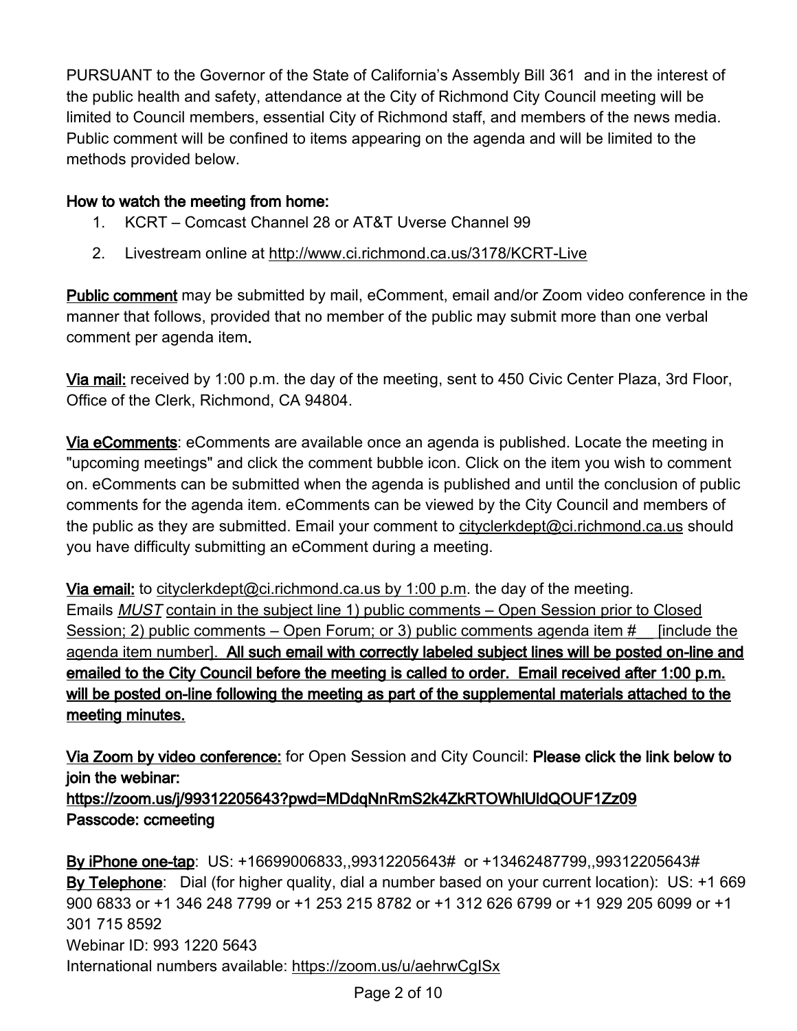PURSUANT to the Governor of the State of California's Assembly Bill 361 and in the interest of the public health and safety, attendance at the City of Richmond City Council meeting will be limited to Council members, essential City of Richmond staff, and members of the news media. Public comment will be confined to items appearing on the agenda and will be limited to the methods provided below.

**How to watch the meeting from home:**

1. KCRT – Comcast Channel 28 or AT&T Uverse Channel 99
2. Livestream online at http://www.ci.richmond.ca.us/3178/KCRT-Live

**Public comment** may be submitted by mail, eComment, email and/or Zoom video conference in the manner that follows, provided that no member of the public may submit more than one verbal comment per agenda item**.**

**Via mail:** received by 1:00 p.m. the day of the meeting, sent to 450 Civic Center Plaza, 3rd Floor, Office of the Clerk, Richmond, CA 94804.

**Via eComments**: eComments are available once an agenda is published. Locate the meeting in "upcoming meetings" and click the comment bubble icon. Click on the item you wish to comment on. eComments can be submitted when the agenda is published and until the conclusion of public comments for the agenda item. eComments can be viewed by the City Council and members of the public as they are submitted. Email your comment to cityclerkdept@ci.richmond.ca.us should you have difficulty submitting an eComment during a meeting.

**Via email:** to cityclerkdept@ci.richmond.ca.us by 1:00 p.m. the day of the meeting. Emails *MUST* contain in the subject line 1) public comments – Open Session prior to Closed Session; 2) public comments – Open Forum; or 3) public comments agenda item #__ [include the agenda item number]. **All such email with correctly labeled subject lines will be posted on-line and emailed to the City Council before the meeting is called to order. Email received after 1:00 p.m. will be posted on-line following the meeting as part of the supplemental materials attached to the meeting minutes.**

**Via Zoom by video conference:** for Open Session and City Council: **Please click the link below to join the webinar:**
**https://zoom.us/j/99312205643?pwd=MDdqNnRmS2k4ZkRTOWhlUldQOUF1Zz09**
**Passcode: ccmeeting**

**By iPhone one-tap**: US: +16699006833,,99312205643# or +13462487799,,99312205643#
**By Telephone**: Dial (for higher quality, dial a number based on your current location): US: +1 669 900 6833 or +1 346 248 7799 or +1 253 215 8782 or +1 312 626 6799 or +1 929 205 6099 or +1 301 715 8592
Webinar ID: 993 1220 5643
International numbers available: https://zoom.us/u/aehrwCgISx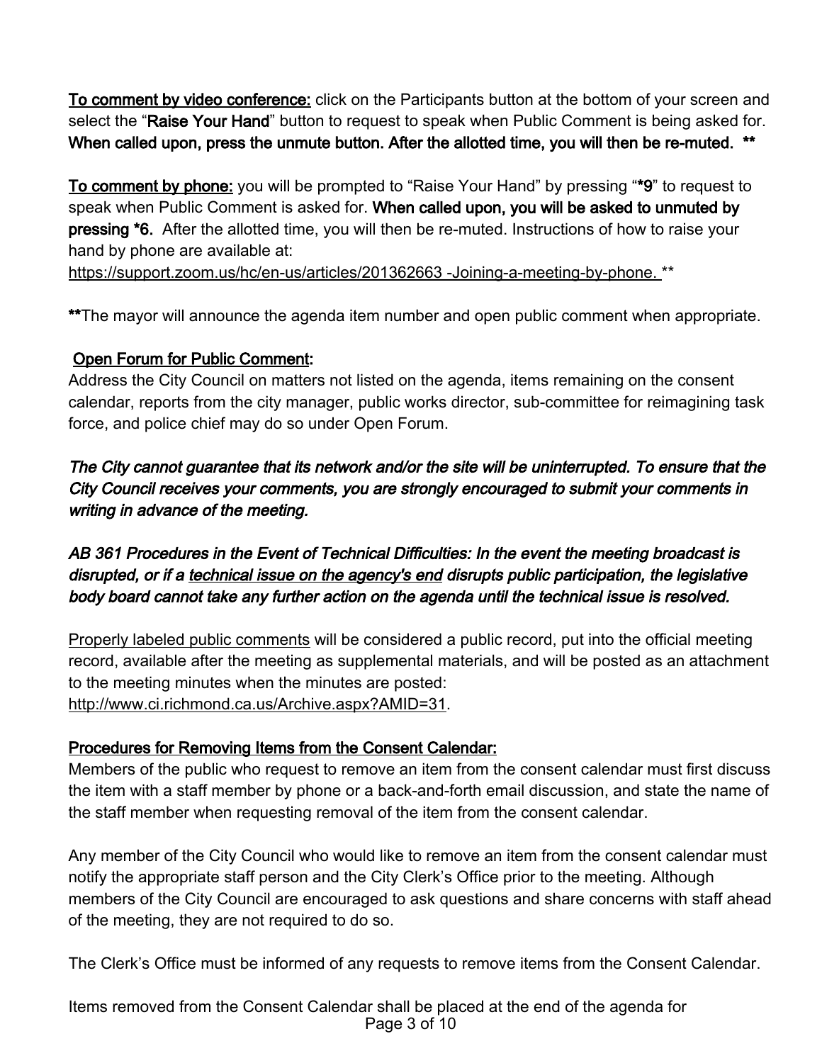**To comment by video conference:** click on the Participants button at the bottom of your screen and select the "**Raise Your Hand**" button to request to speak when Public Comment is being asked for. **When called upon, press the unmute button. After the allotted time, you will then be re-muted. ****

**To comment by phone:** you will be prompted to "Raise Your Hand" by pressing "***9**" to request to speak when Public Comment is asked for. **When called upon, you will be asked to unmuted by pressing *6.** After the allotted time, you will then be re-muted. Instructions of how to raise your hand by phone are available at:
https://support.zoom.us/hc/en-us/articles/201362663 -Joining-a-meeting-by-phone. **

******The mayor will announce the agenda item number and open public comment when appropriate.

**Open Forum for Public Comment:**
Address the City Council on matters not listed on the agenda, items remaining on the consent calendar, reports from the city manager, public works director, sub-committee for reimagining task force, and police chief may do so under Open Forum.

***The City cannot guarantee that its network and/or the site will be uninterrupted. To ensure that the City Council receives your comments, you are strongly encouraged to submit your comments in writing in advance of the meeting.***

***AB 361 Procedures in the Event of Technical Difficulties: In the event the meeting broadcast is disrupted, or if a technical issue on the agency's end disrupts public participation, the legislative body board cannot take any further action on the agenda until the technical issue is resolved.***

Properly labeled public comments will be considered a public record, put into the official meeting record, available after the meeting as supplemental materials, and will be posted as an attachment to the meeting minutes when the minutes are posted:
http://www.ci.richmond.ca.us/Archive.aspx?AMID=31.

**Procedures for Removing Items from the Consent Calendar:**
Members of the public who request to remove an item from the consent calendar must first discuss the item with a staff member by phone or a back-and-forth email discussion, and state the name of the staff member when requesting removal of the item from the consent calendar.

Any member of the City Council who would like to remove an item from the consent calendar must notify the appropriate staff person and the City Clerk's Office prior to the meeting. Although members of the City Council are encouraged to ask questions and share concerns with staff ahead of the meeting, they are not required to do so.

The Clerk's Office must be informed of any requests to remove items from the Consent Calendar.

Items removed from the Consent Calendar shall be placed at the end of the agenda for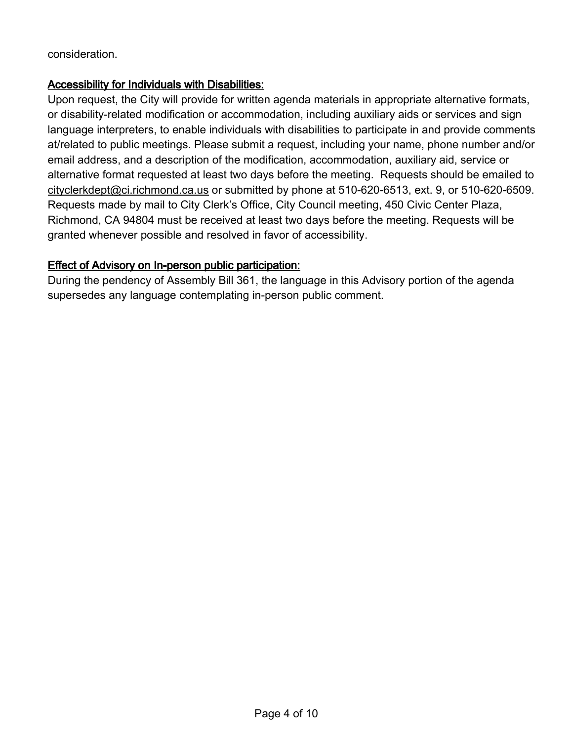consideration.

## Accessibility for Individuals with Disabilities:

Upon request, the City will provide for written agenda materials in appropriate alternative formats, or disability-related modification or accommodation, including auxiliary aids or services and sign language interpreters, to enable individuals with disabilities to participate in and provide comments at/related to public meetings. Please submit a request, including your name, phone number and/or email address, and a description of the modification, accommodation, auxiliary aid, service or alternative format requested at least two days before the meeting. Requests should be emailed to cityclerkdept@ci.richmond.ca.us or submitted by phone at 510-620-6513, ext. 9, or 510-620-6509. Requests made by mail to City Clerk's Office, City Council meeting, 450 Civic Center Plaza, Richmond, CA 94804 must be received at least two days before the meeting. Requests will be granted whenever possible and resolved in favor of accessibility.

## Effect of Advisory on In-person public participation:

During the pendency of Assembly Bill 361, the language in this Advisory portion of the agenda supersedes any language contemplating in-person public comment.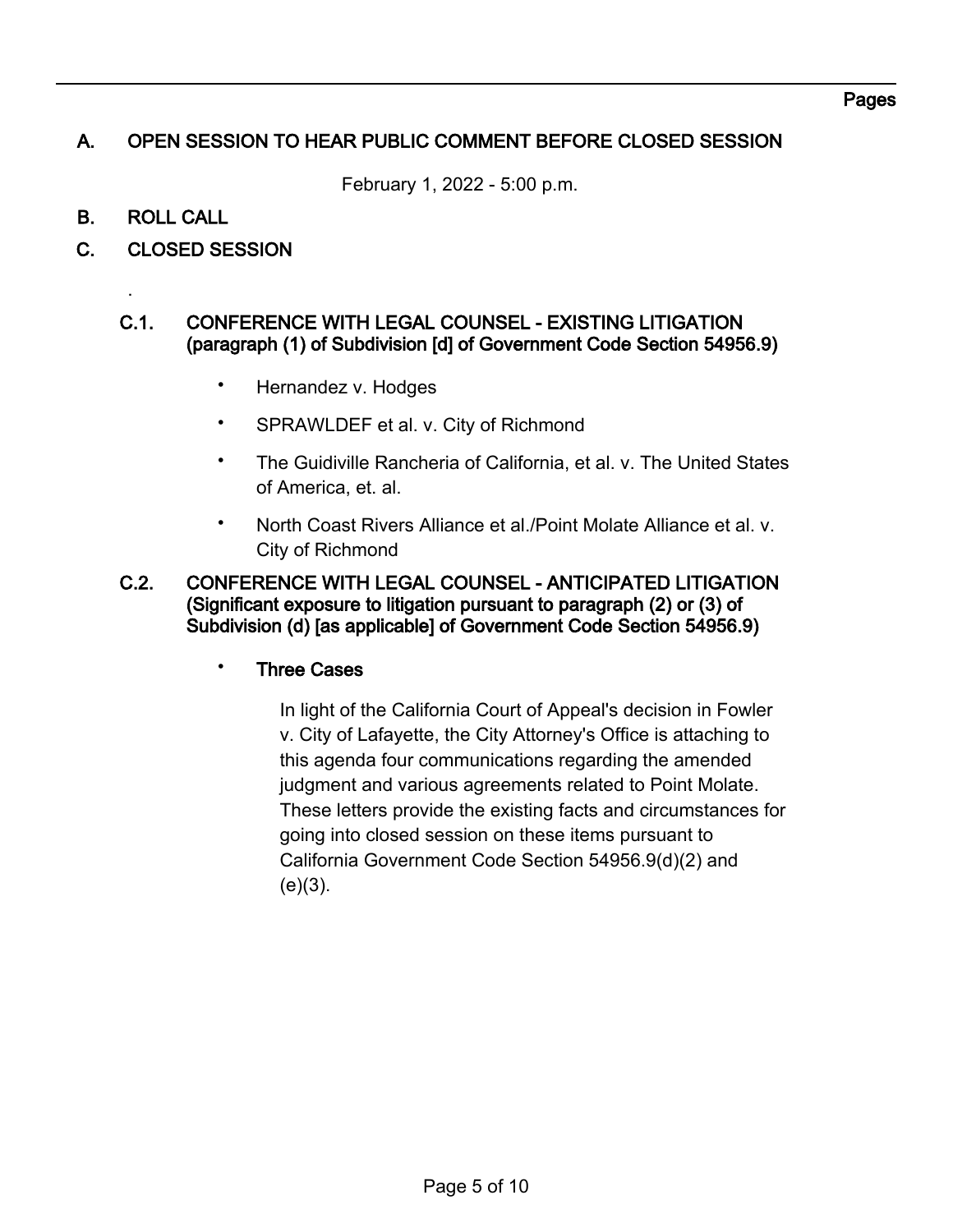Pages

## A. OPEN SESSION TO HEAR PUBLIC COMMENT BEFORE CLOSED SESSION

February 1, 2022 - 5:00 p.m.

## B. ROLL CALL

## C. CLOSED SESSION

.

### C.1. CONFERENCE WITH LEGAL COUNSEL - EXISTING LITIGATION (paragraph (1) of Subdivision [d] of Government Code Section 54956.9)

- Hernandez v. Hodges
- SPRAWLDEF et al. v. City of Richmond
- The Guidiville Rancheria of California, et al. v. The United States of America, et. al.
- North Coast Rivers Alliance et al./Point Molate Alliance et al. v. City of Richmond

### C.2. CONFERENCE WITH LEGAL COUNSEL - ANTICIPATED LITIGATION (Significant exposure to litigation pursuant to paragraph (2) or (3) of Subdivision (d) [as applicable] of Government Code Section 54956.9)

- **Three Cases**

  In light of the California Court of Appeal's decision in Fowler v. City of Lafayette, the City Attorney's Office is attaching to this agenda four communications regarding the amended judgment and various agreements related to Point Molate. These letters provide the existing facts and circumstances for going into closed session on these items pursuant to California Government Code Section 54956.9(d)(2) and (e)(3).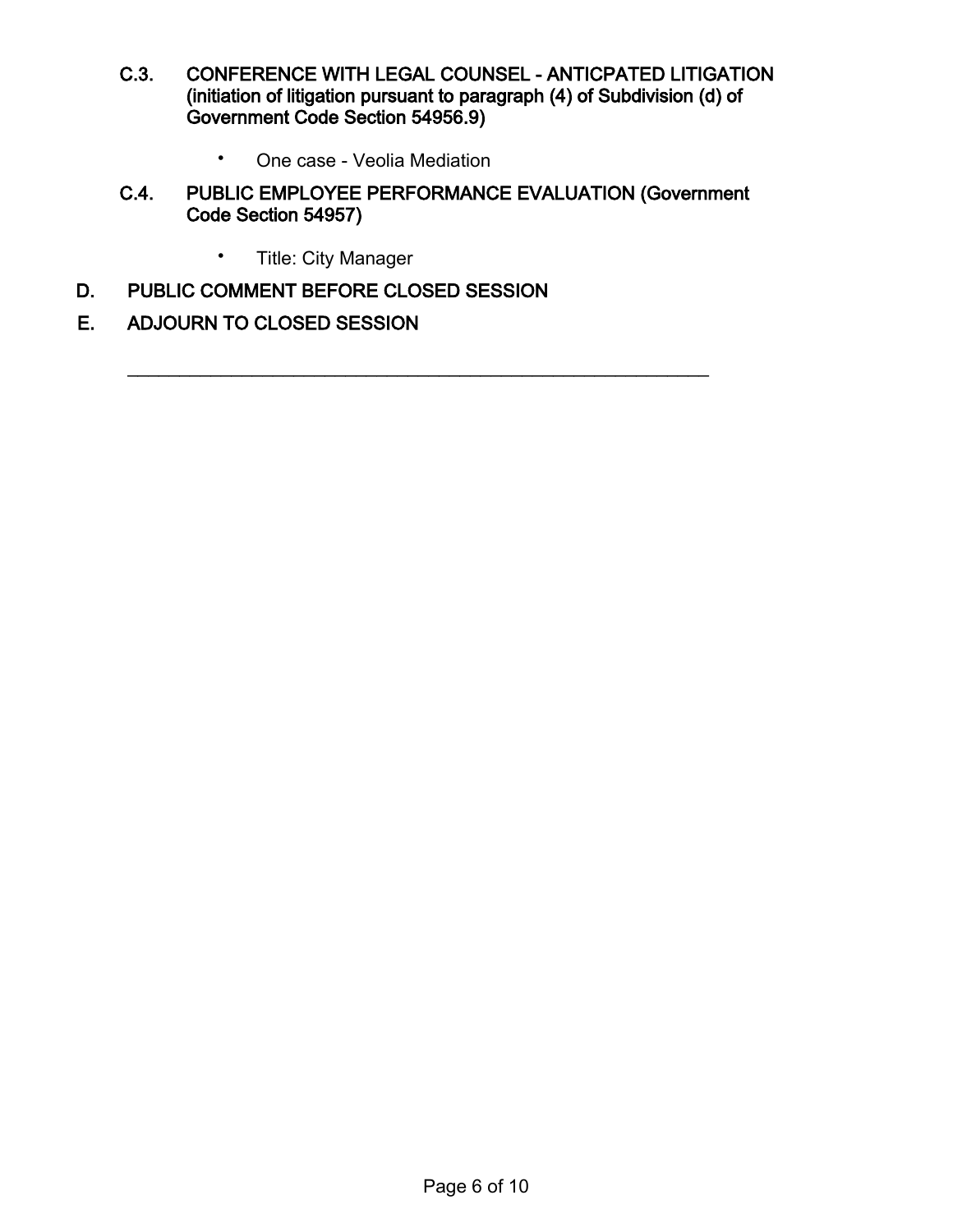### C.3. CONFERENCE WITH LEGAL COUNSEL - ANTICPATED LITIGATION (initiation of litigation pursuant to paragraph (4) of Subdivision (d) of Government Code Section 54956.9)

- One case - Veolia Mediation

### C.4. PUBLIC EMPLOYEE PERFORMANCE EVALUATION (Government Code Section 54957)

- Title: City Manager

## D. PUBLIC COMMENT BEFORE CLOSED SESSION

## E. ADJOURN TO CLOSED SESSION

---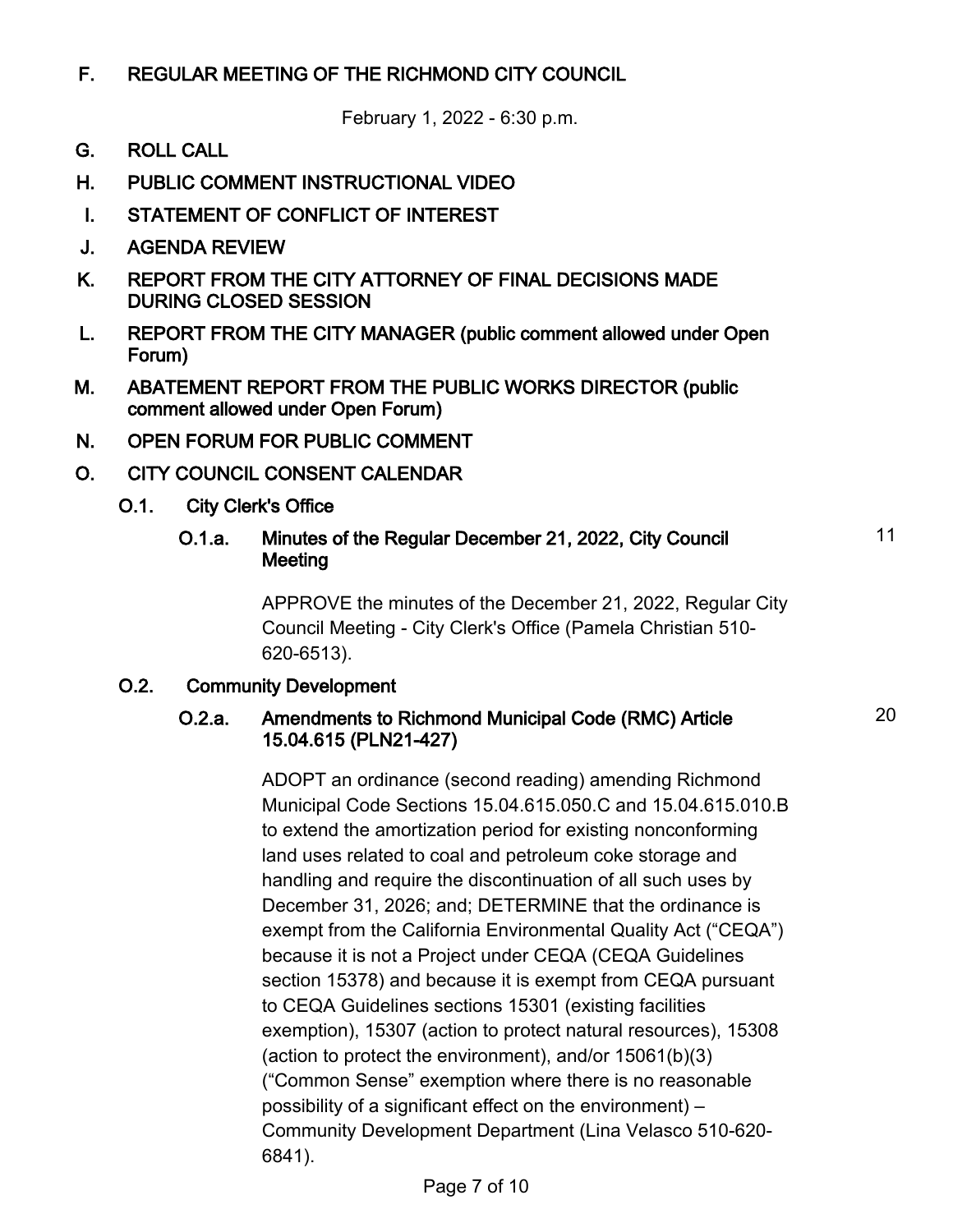## F. REGULAR MEETING OF THE RICHMOND CITY COUNCIL

February 1, 2022 - 6:30 p.m.

## G. ROLL CALL

## H. PUBLIC COMMENT INSTRUCTIONAL VIDEO

## I. STATEMENT OF CONFLICT OF INTEREST

## J. AGENDA REVIEW

## K. REPORT FROM THE CITY ATTORNEY OF FINAL DECISIONS MADE DURING CLOSED SESSION

## L. REPORT FROM THE CITY MANAGER (public comment allowed under Open Forum)

## M. ABATEMENT REPORT FROM THE PUBLIC WORKS DIRECTOR (public comment allowed under Open Forum)

## N. OPEN FORUM FOR PUBLIC COMMENT

## O. CITY COUNCIL CONSENT CALENDAR

### O.1. City Clerk's Office

#### O.1.a. Minutes of the Regular December 21, 2022, City Council Meeting

11

APPROVE the minutes of the December 21, 2022, Regular City Council Meeting - City Clerk's Office (Pamela Christian 510-620-6513).

### O.2. Community Development

#### O.2.a. Amendments to Richmond Municipal Code (RMC) Article 15.04.615 (PLN21-427)

20

ADOPT an ordinance (second reading) amending Richmond Municipal Code Sections 15.04.615.050.C and 15.04.615.010.B to extend the amortization period for existing nonconforming land uses related to coal and petroleum coke storage and handling and require the discontinuation of all such uses by December 31, 2026; and; DETERMINE that the ordinance is exempt from the California Environmental Quality Act ("CEQA") because it is not a Project under CEQA (CEQA Guidelines section 15378) and because it is exempt from CEQA pursuant to CEQA Guidelines sections 15301 (existing facilities exemption), 15307 (action to protect natural resources), 15308 (action to protect the environment), and/or 15061(b)(3) ("Common Sense" exemption where there is no reasonable possibility of a significant effect on the environment) – Community Development Department (Lina Velasco 510-620-6841).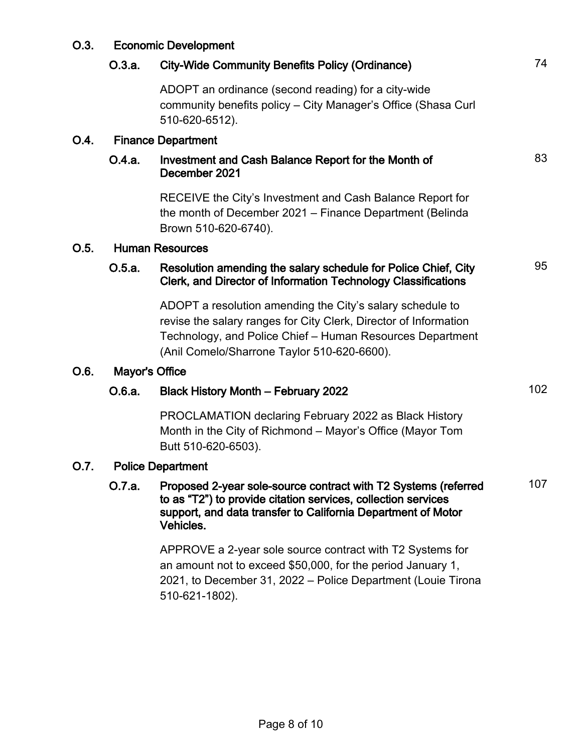## O.3. Economic Development

### O.3.a. City-Wide Community Benefits Policy (Ordinance) — 74

ADOPT an ordinance (second reading) for a city-wide community benefits policy – City Manager's Office (Shasa Curl 510-620-6512).

## O.4. Finance Department

### O.4.a. Investment and Cash Balance Report for the Month of December 2021 — 83

RECEIVE the City's Investment and Cash Balance Report for the month of December 2021 – Finance Department (Belinda Brown 510-620-6740).

## O.5. Human Resources

### O.5.a. Resolution amending the salary schedule for Police Chief, City Clerk, and Director of Information Technology Classifications — 95

ADOPT a resolution amending the City's salary schedule to revise the salary ranges for City Clerk, Director of Information Technology, and Police Chief – Human Resources Department (Anil Comelo/Sharrone Taylor 510-620-6600).

## O.6. Mayor's Office

### O.6.a. Black History Month – February 2022 — 102

PROCLAMATION declaring February 2022 as Black History Month in the City of Richmond – Mayor's Office (Mayor Tom Butt 510-620-6503).

## O.7. Police Department

### O.7.a. Proposed 2-year sole-source contract with T2 Systems (referred to as "T2") to provide citation services, collection services support, and data transfer to California Department of Motor Vehicles. — 107

APPROVE a 2-year sole source contract with T2 Systems for an amount not to exceed $50,000, for the period January 1, 2021, to December 31, 2022 – Police Department (Louie Tirona 510-621-1802).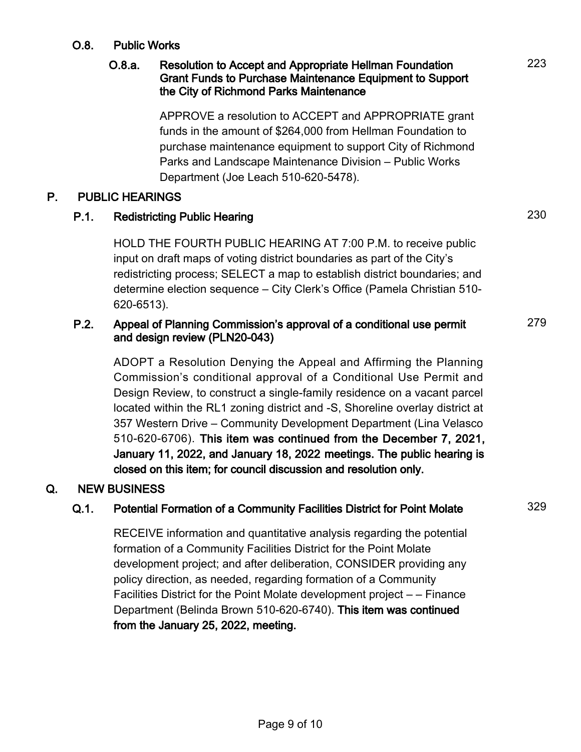### O.8. Public Works

#### O.8.a. Resolution to Accept and Appropriate Hellman Foundation Grant Funds to Purchase Maintenance Equipment to Support the City of Richmond Parks Maintenance

223

APPROVE a resolution to ACCEPT and APPROPRIATE grant funds in the amount of $264,000 from Hellman Foundation to purchase maintenance equipment to support City of Richmond Parks and Landscape Maintenance Division – Public Works Department (Joe Leach 510-620-5478).

## P. PUBLIC HEARINGS

### P.1. Redistricting Public Hearing

230

HOLD THE FOURTH PUBLIC HEARING AT 7:00 P.M. to receive public input on draft maps of voting district boundaries as part of the City's redistricting process; SELECT a map to establish district boundaries; and determine election sequence – City Clerk's Office (Pamela Christian 510-620-6513).

### P.2. Appeal of Planning Commission's approval of a conditional use permit and design review (PLN20-043)

279

ADOPT a Resolution Denying the Appeal and Affirming the Planning Commission's conditional approval of a Conditional Use Permit and Design Review, to construct a single-family residence on a vacant parcel located within the RL1 zoning district and -S, Shoreline overlay district at 357 Western Drive – Community Development Department (Lina Velasco 510-620-6706). **This item was continued from the December 7, 2021, January 11, 2022, and January 18, 2022 meetings. The public hearing is closed on this item; for council discussion and resolution only.**

## Q. NEW BUSINESS

### Q.1. Potential Formation of a Community Facilities District for Point Molate

329

RECEIVE information and quantitative analysis regarding the potential formation of a Community Facilities District for the Point Molate development project; and after deliberation, CONSIDER providing any policy direction, as needed, regarding formation of a Community Facilities District for the Point Molate development project – – Finance Department (Belinda Brown 510-620-6740). **This item was continued from the January 25, 2022, meeting.**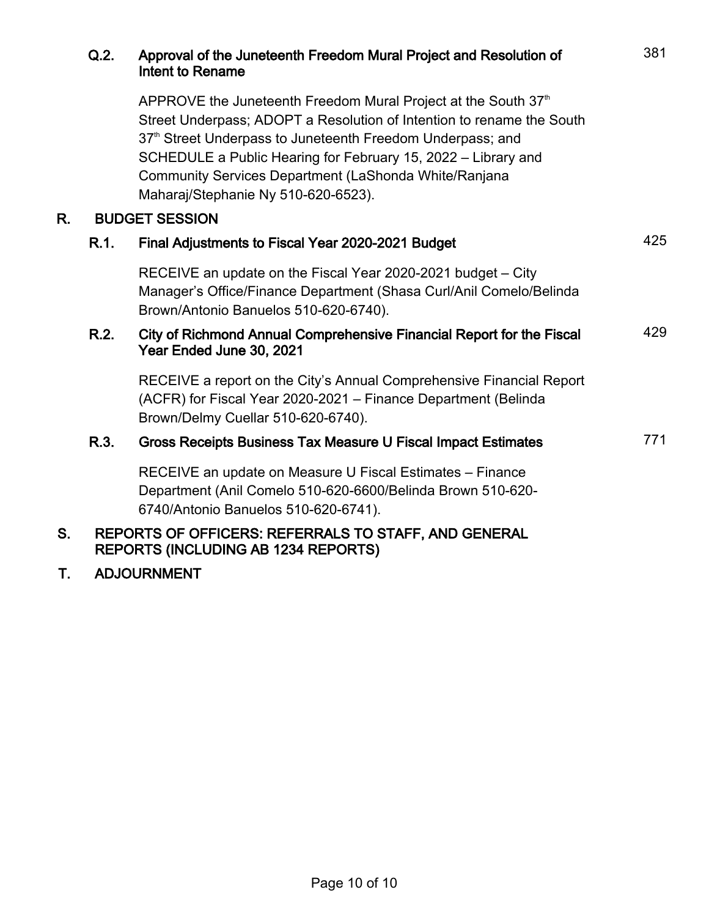**Q.2. Approval of the Juneteenth Freedom Mural Project and Resolution of Intent to Rename** 381

APPROVE the Juneteenth Freedom Mural Project at the South 37th Street Underpass; ADOPT a Resolution of Intention to rename the South 37th Street Underpass to Juneteenth Freedom Underpass; and SCHEDULE a Public Hearing for February 15, 2022 – Library and Community Services Department (LaShonda White/Ranjana Maharaj/Stephanie Ny 510-620-6523).

## R. BUDGET SESSION

**R.1. Final Adjustments to Fiscal Year 2020-2021 Budget** 425

RECEIVE an update on the Fiscal Year 2020-2021 budget – City Manager's Office/Finance Department (Shasa Curl/Anil Comelo/Belinda Brown/Antonio Banuelos 510-620-6740).

**R.2. City of Richmond Annual Comprehensive Financial Report for the Fiscal Year Ended June 30, 2021** 429

RECEIVE a report on the City's Annual Comprehensive Financial Report (ACFR) for Fiscal Year 2020-2021 – Finance Department (Belinda Brown/Delmy Cuellar 510-620-6740).

**R.3. Gross Receipts Business Tax Measure U Fiscal Impact Estimates** 771

RECEIVE an update on Measure U Fiscal Estimates – Finance Department (Anil Comelo 510-620-6600/Belinda Brown 510-620-6740/Antonio Banuelos 510-620-6741).

## S. REPORTS OF OFFICERS: REFERRALS TO STAFF, AND GENERAL REPORTS (INCLUDING AB 1234 REPORTS)

## T. ADJOURNMENT